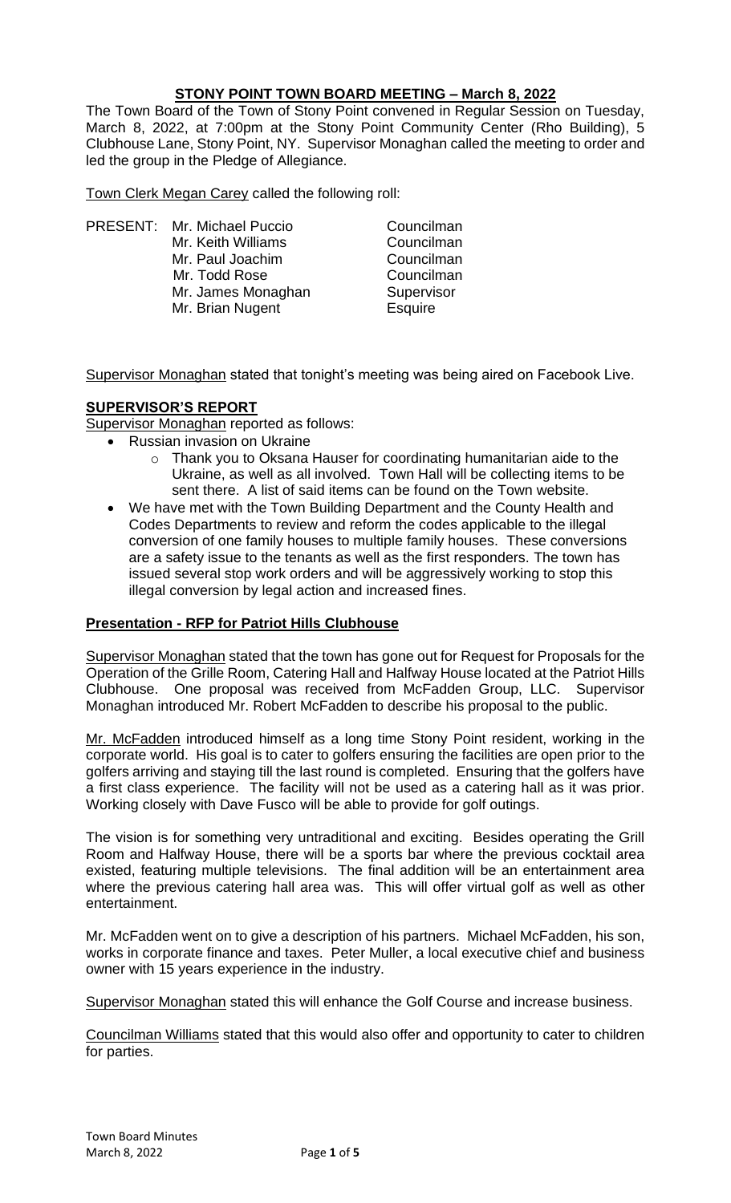# STONY POINT TOWN BOARD MEETING – March 8, 2022

The Town Board of the Town of Stony Point convened in Regular Session on Tuesday, March 8, 2022, at 7:00pm at the Stony Point Community Center (Rho Building), 5 Clubhouse Lane, Stony Point, NY. Supervisor Monaghan called the meeting to order and led the group in the Pledge of Allegiance.

Town Clerk Megan Carey called the following roll:

| | | |
|---|---|---|
| PRESENT: | Mr. Michael Puccio | Councilman |
| | Mr. Keith Williams | Councilman |
| | Mr. Paul Joachim | Councilman |
| | Mr. Todd Rose | Councilman |
| | Mr. James Monaghan | Supervisor |
| | Mr. Brian Nugent | Esquire |

Supervisor Monaghan stated that tonight's meeting was being aired on Facebook Live.

## SUPERVISOR'S REPORT

Supervisor Monaghan reported as follows:

- Russian invasion on Ukraine
  - Thank you to Oksana Hauser for coordinating humanitarian aide to the Ukraine, as well as all involved. Town Hall will be collecting items to be sent there. A list of said items can be found on the Town website.
- We have met with the Town Building Department and the County Health and Codes Departments to review and reform the codes applicable to the illegal conversion of one family houses to multiple family houses. These conversions are a safety issue to the tenants as well as the first responders. The town has issued several stop work orders and will be aggressively working to stop this illegal conversion by legal action and increased fines.

## Presentation - RFP for Patriot Hills Clubhouse

Supervisor Monaghan stated that the town has gone out for Request for Proposals for the Operation of the Grille Room, Catering Hall and Halfway House located at the Patriot Hills Clubhouse. One proposal was received from McFadden Group, LLC. Supervisor Monaghan introduced Mr. Robert McFadden to describe his proposal to the public.

Mr. McFadden introduced himself as a long time Stony Point resident, working in the corporate world. His goal is to cater to golfers ensuring the facilities are open prior to the golfers arriving and staying till the last round is completed. Ensuring that the golfers have a first class experience. The facility will not be used as a catering hall as it was prior. Working closely with Dave Fusco will be able to provide for golf outings.

The vision is for something very untraditional and exciting. Besides operating the Grill Room and Halfway House, there will be a sports bar where the previous cocktail area existed, featuring multiple televisions. The final addition will be an entertainment area where the previous catering hall area was. This will offer virtual golf as well as other entertainment.

Mr. McFadden went on to give a description of his partners. Michael McFadden, his son, works in corporate finance and taxes. Peter Muller, a local executive chief and business owner with 15 years experience in the industry.

Supervisor Monaghan stated this will enhance the Golf Course and increase business.

Councilman Williams stated that this would also offer and opportunity to cater to children for parties.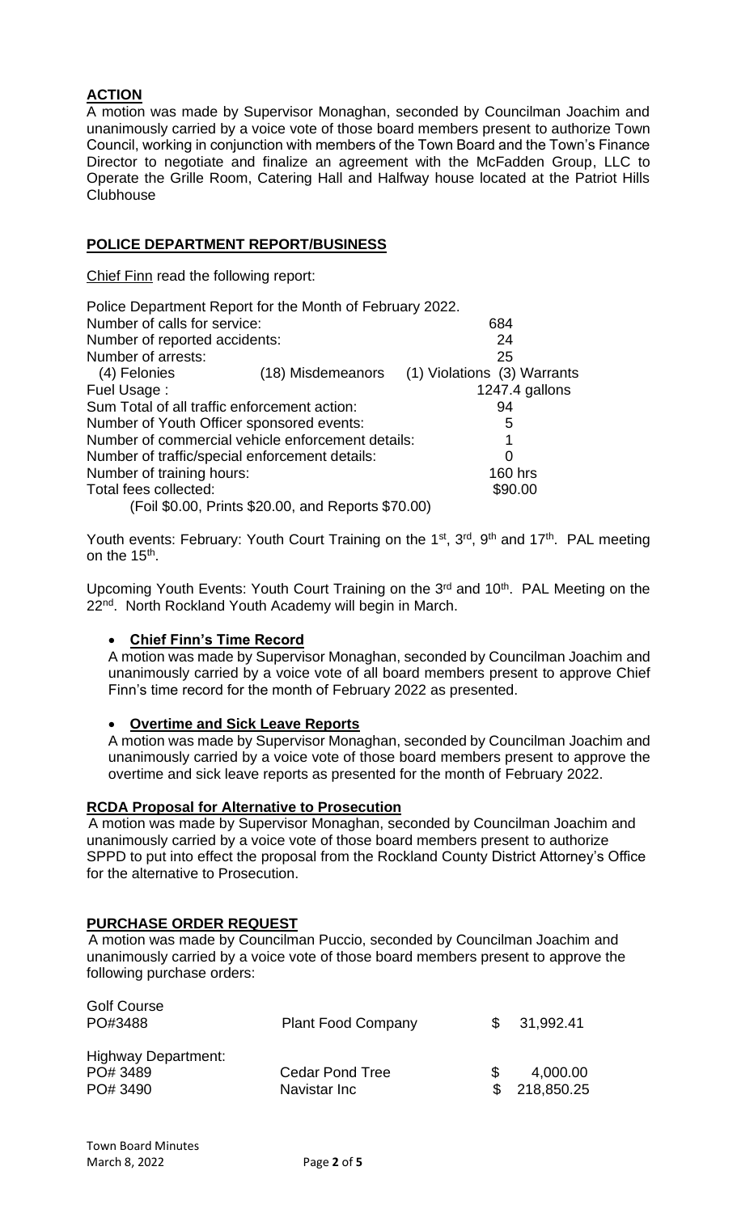## **ACTION**

A motion was made by Supervisor Monaghan, seconded by Councilman Joachim and unanimously carried by a voice vote of those board members present to authorize Town Council, working in conjunction with members of the Town Board and the Town's Finance Director to negotiate and finalize an agreement with the McFadden Group, LLC to Operate the Grille Room, Catering Hall and Halfway house located at the Patriot Hills Clubhouse

## **POLICE DEPARTMENT REPORT/BUSINESS**

Chief Finn read the following report:

Police Department Report for the Month of February 2022.

| | |
|---|---|
| Number of calls for service: | 684 |
| Number of reported accidents: | 24 |
| Number of arrests: | 25 |
| (4) Felonies (18) Misdemeanors | (1) Violations (3) Warrants |
| Fuel Usage : | 1247.4 gallons |
| Sum Total of all traffic enforcement action: | 94 |
| Number of Youth Officer sponsored events: | 5 |
| Number of commercial vehicle enforcement details: | 1 |
| Number of traffic/special enforcement details: | 0 |
| Number of training hours: | 160 hrs |
| Total fees collected: | $90.00 |
| (Foil $0.00, Prints $20.00, and Reports $70.00) | |

Youth events: February: Youth Court Training on the 1st, 3rd, 9th and 17th. PAL meeting on the 15th.

Upcoming Youth Events: Youth Court Training on the 3rd and 10th. PAL Meeting on the 22nd. North Rockland Youth Academy will begin in March.

- **Chief Finn's Time Record**

  A motion was made by Supervisor Monaghan, seconded by Councilman Joachim and unanimously carried by a voice vote of all board members present to approve Chief Finn's time record for the month of February 2022 as presented.

- **Overtime and Sick Leave Reports**

  A motion was made by Supervisor Monaghan, seconded by Councilman Joachim and unanimously carried by a voice vote of those board members present to approve the overtime and sick leave reports as presented for the month of February 2022.

## **RCDA Proposal for Alternative to Prosecution**

A motion was made by Supervisor Monaghan, seconded by Councilman Joachim and unanimously carried by a voice vote of those board members present to authorize SPPD to put into effect the proposal from the Rockland County District Attorney's Office for the alternative to Prosecution.

## **PURCHASE ORDER REQUEST**

A motion was made by Councilman Puccio, seconded by Councilman Joachim and unanimously carried by a voice vote of those board members present to approve the following purchase orders:

| | | |
|---|---|---|
| Golf Course | | |
| PO#3488 | Plant Food Company | $ 31,992.41 |
| Highway Department: | | |
| PO# 3489 | Cedar Pond Tree | $ 4,000.00 |
| PO# 3490 | Navistar Inc | $ 218,850.25 |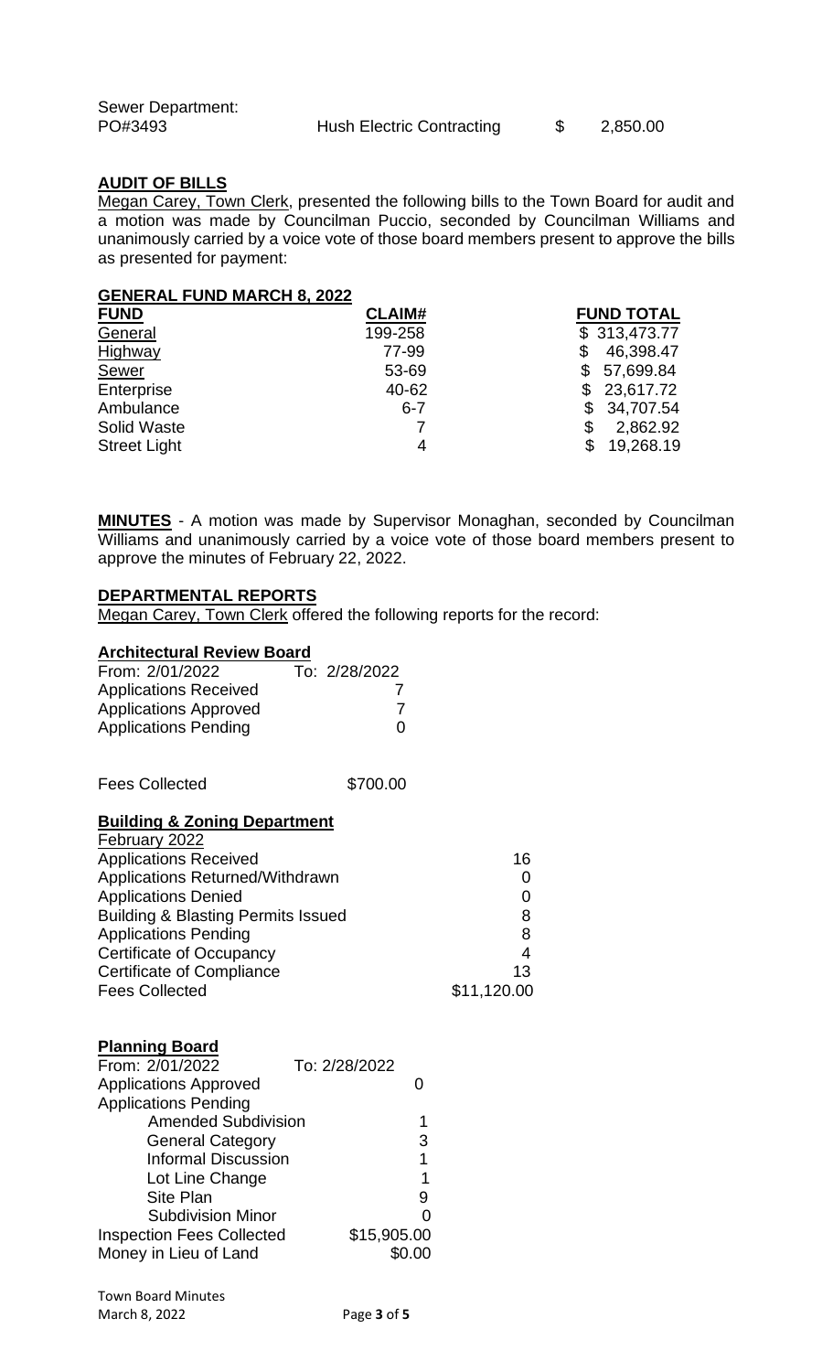Sewer Department:

| PO#3493 | Hush Electric Contracting | $ 2,850.00 |
|---|---|---|

**AUDIT OF BILLS**

Megan Carey, Town Clerk, presented the following bills to the Town Board for audit and a motion was made by Councilman Puccio, seconded by Councilman Williams and unanimously carried by a voice vote of those board members present to approve the bills as presented for payment:

**GENERAL FUND MARCH 8, 2022**

| FUND | CLAIM# | FUND TOTAL |
|---|---|---|
| General | 199-258 | $ 313,473.77 |
| Highway | 77-99 | $ 46,398.47 |
| Sewer | 53-69 | $ 57,699.84 |
| Enterprise | 40-62 | $ 23,617.72 |
| Ambulance | 6-7 | $ 34,707.54 |
| Solid Waste | 7 | $ 2,862.92 |
| Street Light | 4 | $ 19,268.19 |

**MINUTES** - A motion was made by Supervisor Monaghan, seconded by Councilman Williams and unanimously carried by a voice vote of those board members present to approve the minutes of February 22, 2022.

**DEPARTMENTAL REPORTS**

Megan Carey, Town Clerk offered the following reports for the record:

**Architectural Review Board**

| From: 2/01/2022 | To: 2/28/2022 |
|---|---|
| Applications Received | 7 |
| Applications Approved | 7 |
| Applications Pending | 0 |
| | |
| Fees Collected | $700.00 |

**Building & Zoning Department**

| February 2022 | |
|---|---|
| Applications Received | 16 |
| Applications Returned/Withdrawn | 0 |
| Applications Denied | 0 |
| Building & Blasting Permits Issued | 8 |
| Applications Pending | 8 |
| Certificate of Occupancy | 4 |
| Certificate of Compliance | 13 |
| Fees Collected | $11,120.00 |

**Planning Board**

| From: 2/01/2022 | To: 2/28/2022 |
|---|---|
| Applications Approved | 0 |
| Applications Pending | |
| Amended Subdivision | 1 |
| General Category | 3 |
| Informal Discussion | 1 |
| Lot Line Change | 1 |
| Site Plan | 9 |
| Subdivision Minor | 0 |
| Inspection Fees Collected | $15,905.00 |
| Money in Lieu of Land | $0.00 |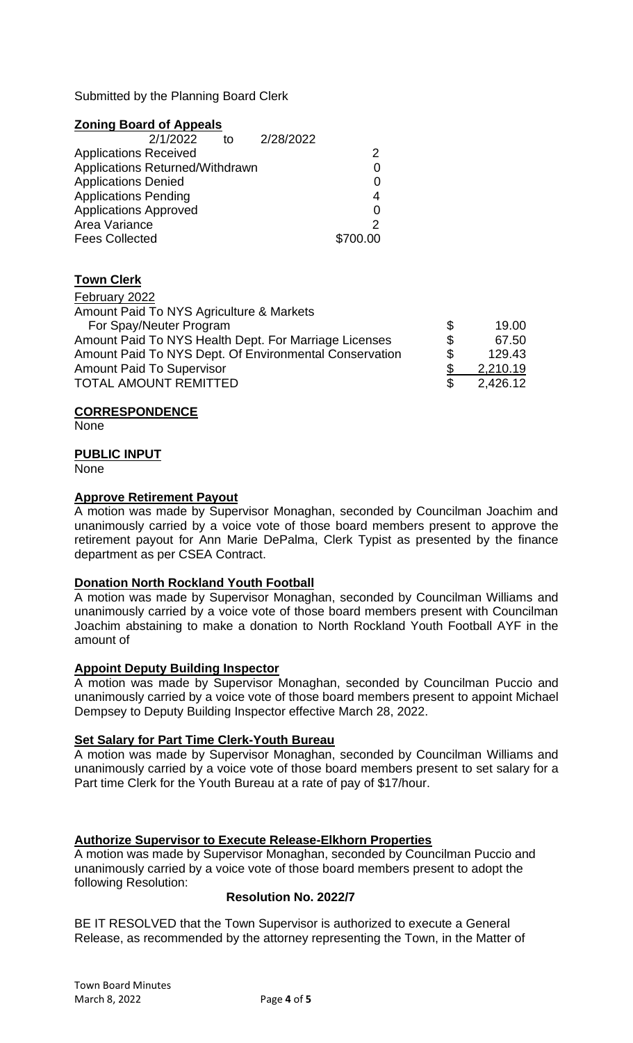Submitted by the Planning Board Clerk

**Zoning Board of Appeals**

| 2/1/2022 to 2/28/2022 | |
|---|---|
| Applications Received | 2 |
| Applications Returned/Withdrawn | 0 |
| Applications Denied | 0 |
| Applications Pending | 4 |
| Applications Approved | 0 |
| Area Variance | 2 |
| Fees Collected | $700.00 |

**Town Clerk**

| February 2022 | | |
|---|---|---|
| Amount Paid To NYS Agriculture & Markets For Spay/Neuter Program | $ | 19.00 |
| Amount Paid To NYS Health Dept. For Marriage Licenses | $ | 67.50 |
| Amount Paid To NYS Dept. Of Environmental Conservation | $ | 129.43 |
| Amount Paid To Supervisor | $ | 2,210.19 |
| TOTAL AMOUNT REMITTED | $ | 2,426.12 |

**CORRESPONDENCE**

None

**PUBLIC INPUT**

None

**Approve Retirement Payout**

A motion was made by Supervisor Monaghan, seconded by Councilman Joachim and unanimously carried by a voice vote of those board members present to approve the retirement payout for Ann Marie DePalma, Clerk Typist as presented by the finance department as per CSEA Contract.

**Donation North Rockland Youth Football**

A motion was made by Supervisor Monaghan, seconded by Councilman Williams and unanimously carried by a voice vote of those board members present with Councilman Joachim abstaining to make a donation to North Rockland Youth Football AYF in the amount of

**Appoint Deputy Building Inspector**

A motion was made by Supervisor Monaghan, seconded by Councilman Puccio and unanimously carried by a voice vote of those board members present to appoint Michael Dempsey to Deputy Building Inspector effective March 28, 2022.

**Set Salary for Part Time Clerk-Youth Bureau**

A motion was made by Supervisor Monaghan, seconded by Councilman Williams and unanimously carried by a voice vote of those board members present to set salary for a Part time Clerk for the Youth Bureau at a rate of pay of $17/hour.

**Authorize Supervisor to Execute Release-Elkhorn Properties**

A motion was made by Supervisor Monaghan, seconded by Councilman Puccio and unanimously carried by a voice vote of those board members present to adopt the following Resolution:

**Resolution No. 2022/7**

BE IT RESOLVED that the Town Supervisor is authorized to execute a General Release, as recommended by the attorney representing the Town, in the Matter of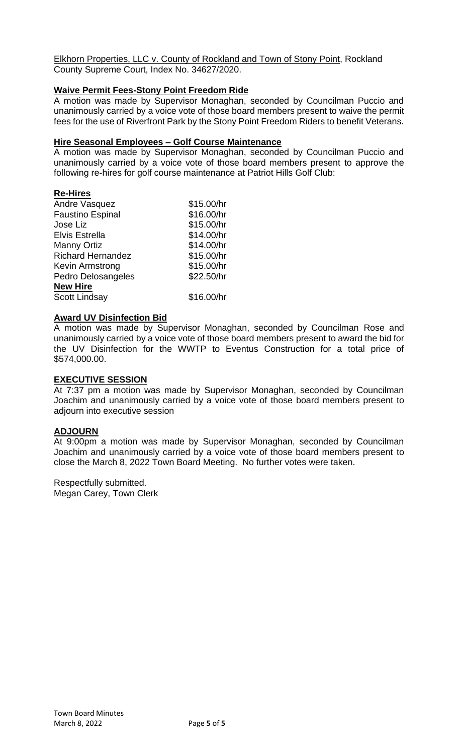Elkhorn Properties, LLC v. County of Rockland and Town of Stony Point, Rockland County Supreme Court, Index No. 34627/2020.

**Waive Permit Fees-Stony Point Freedom Ride**

A motion was made by Supervisor Monaghan, seconded by Councilman Puccio and unanimously carried by a voice vote of those board members present to waive the permit fees for the use of Riverfront Park by the Stony Point Freedom Riders to benefit Veterans.

**Hire Seasonal Employees – Golf Course Maintenance**

A motion was made by Supervisor Monaghan, seconded by Councilman Puccio and unanimously carried by a voice vote of those board members present to approve the following re-hires for golf course maintenance at Patriot Hills Golf Club:

| | |
|---|---|
| **Re-Hires** | |
| Andre Vasquez | \$15.00/hr |
| Faustino Espinal | \$16.00/hr |
| Jose Liz | \$15.00/hr |
| Elvis Estrella | \$14.00/hr |
| Manny Ortiz | \$14.00/hr |
| Richard Hernandez | \$15.00/hr |
| Kevin Armstrong | \$15.00/hr |
| Pedro Delosangeles | \$22.50/hr |
| **New Hire** | |
| Scott Lindsay | \$16.00/hr |

**Award UV Disinfection Bid**

A motion was made by Supervisor Monaghan, seconded by Councilman Rose and unanimously carried by a voice vote of those board members present to award the bid for the UV Disinfection for the WWTP to Eventus Construction for a total price of \$574,000.00.

**EXECUTIVE SESSION**

At 7:37 pm a motion was made by Supervisor Monaghan, seconded by Councilman Joachim and unanimously carried by a voice vote of those board members present to adjourn into executive session

**ADJOURN**

At 9:00pm a motion was made by Supervisor Monaghan, seconded by Councilman Joachim and unanimously carried by a voice vote of those board members present to close the March 8, 2022 Town Board Meeting. No further votes were taken.

Respectfully submitted.
Megan Carey, Town Clerk